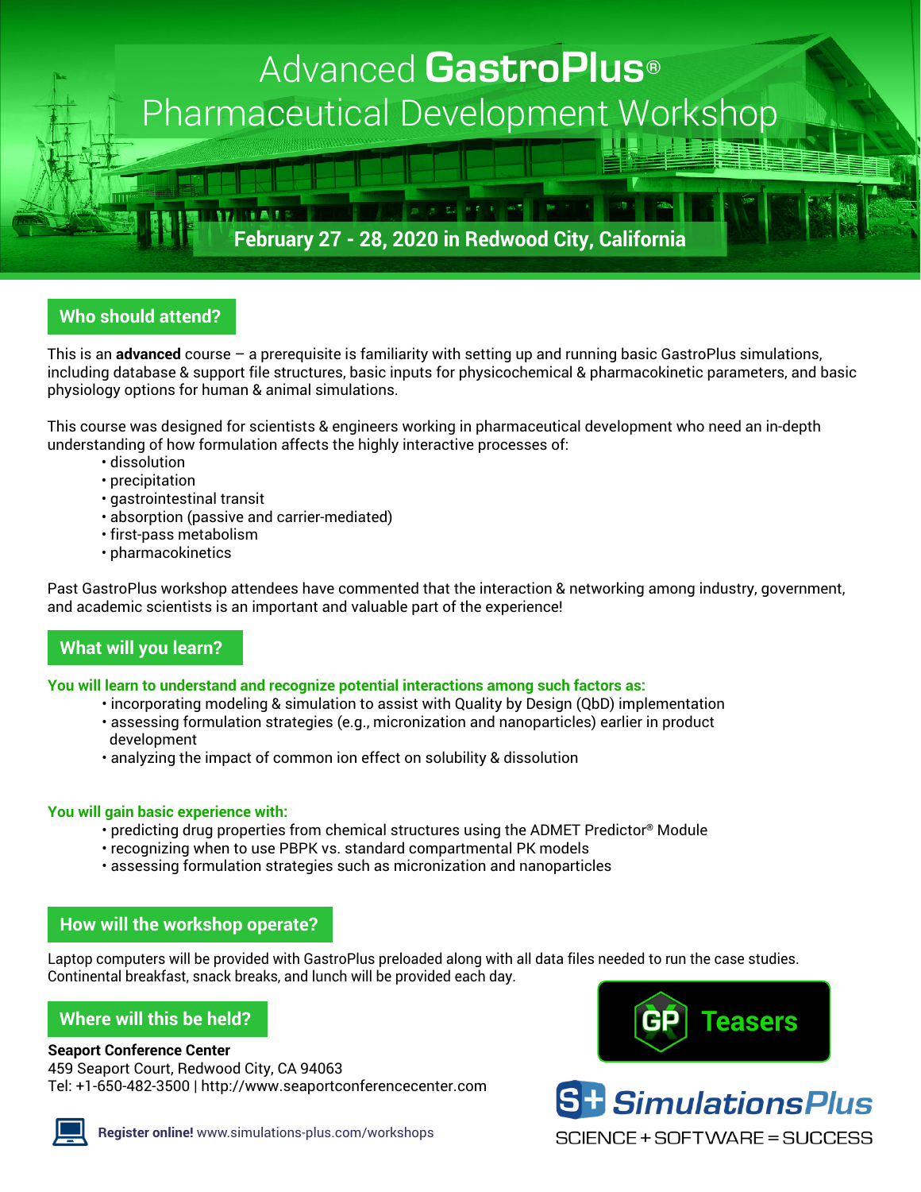# Advanced GastroPlus® Pharmaceutical Development Workshop

**February 27 - 28, 2020 in Redwood City, California**

## Who should attend?

This is an **advanced** course – a prerequisite is familiarity with setting up and running basic GastroPlus simulations, including database & support file structures, basic inputs for physicochemical & pharmacokinetic parameters, and basic physiology options for human & animal simulations.

This course was designed for scientists & engineers working in pharmaceutical development who need an in-depth understanding of how formulation affects the highly interactive processes of:

- dissolution
- precipitation
- gastrointestinal transit
- absorption (passive and carrier-mediated)
- first-pass metabolism
- pharmacokinetics

Past GastroPlus workshop attendees have commented that the interaction & networking among industry, government, and academic scientists is an important and valuable part of the experience!

## What will you learn?

**You will learn to understand and recognize potential interactions among such factors as:**

- incorporating modeling & simulation to assist with Quality by Design (QbD) implementation
- assessing formulation strategies (e.g., micronization and nanoparticles) earlier in product development
- analyzing the impact of common ion effect on solubility & dissolution

**You will gain basic experience with:**

- predicting drug properties from chemical structures using the ADMET Predictor® Module
- recognizing when to use PBPK vs. standard compartmental PK models
- assessing formulation strategies such as micronization and nanoparticles

## How will the workshop operate?

Laptop computers will be provided with GastroPlus preloaded along with all data files needed to run the case studies. Continental breakfast, snack breaks, and lunch will be provided each day.

## Where will this be held?

**Seaport Conference Center**
459 Seaport Court, Redwood City, CA 94063
Tel: +1-650-482-3500 | http://www.seaportconferencecenter.com

**Register online!** www.simulations-plus.com/workshops

GP Teasers

SimulationsPlus
SCIENCE + SOFTWARE = SUCCESS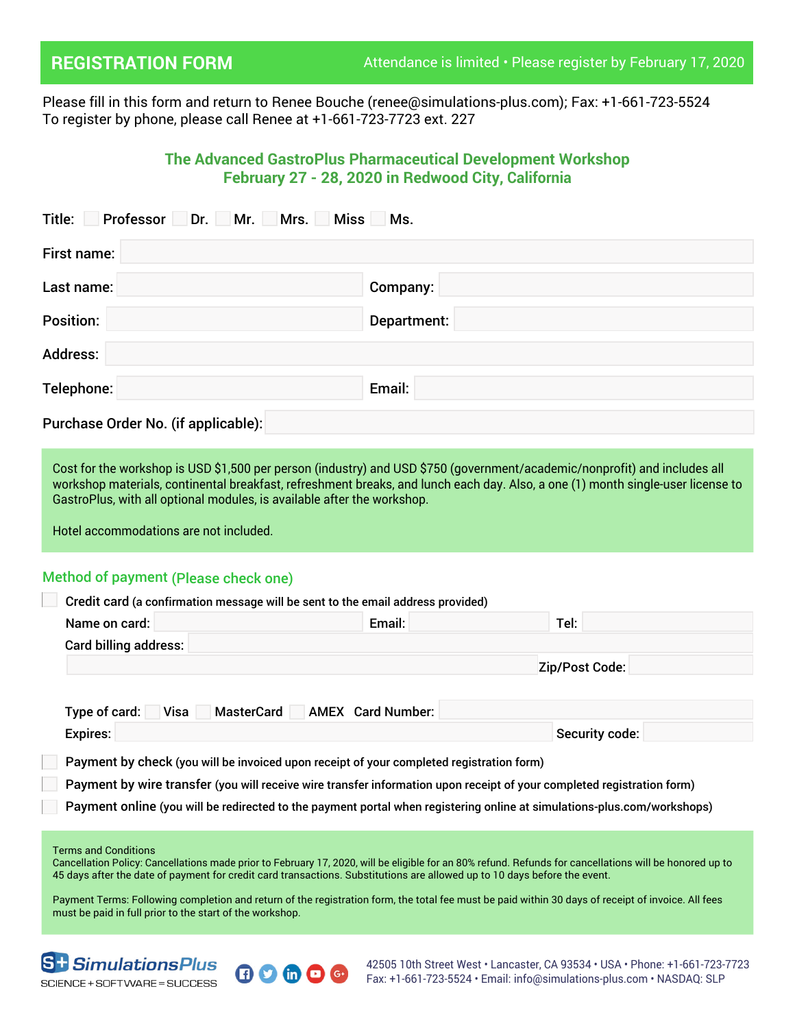## REGISTRATION FORM

Attendance is limited • Please register by February 17, 2020

Please fill in this form and return to Renee Bouche (renee@simulations-plus.com); Fax: +1-661-723-5524
To register by phone, please call Renee at +1-661-723-7723 ext. 227

### The Advanced GastroPlus Pharmaceutical Development Workshop
### February 27 - 28, 2020 in Redwood City, California

Title: ☐ Professor ☐ Dr. ☐ Mr. ☐ Mrs. ☐ Miss ☐ Ms.

First name: 

Last name: Company: 

Position: Department: 

Address: 

Telephone: Email: 

Purchase Order No. (if applicable): 

Cost for the workshop is USD $1,500 per person (industry) and USD $750 (government/academic/nonprofit) and includes all workshop materials, continental breakfast, refreshment breaks, and lunch each day. Also, a one (1) month single-user license to GastroPlus, with all optional modules, is available after the workshop.

Hotel accommodations are not included.

### Method of payment (Please check one)

☐ **Credit card** (a confirmation message will be sent to the email address provided)

Name on card: Email: Tel: 

Card billing address: 

Zip/Post Code: 

Type of card: ☐ Visa ☐ MasterCard ☐ AMEX Card Number: 

Expires: Security code: 

☐ **Payment by check** (you will be invoiced upon receipt of your completed registration form)

☐ **Payment by wire transfer** (you will receive wire transfer information upon receipt of your completed registration form)

☐ **Payment online** (you will be redirected to the payment portal when registering online at simulations-plus.com/workshops)

Terms and Conditions
Cancellation Policy: Cancellations made prior to February 17, 2020, will be eligible for an 80% refund. Refunds for cancellations will be honored up to 45 days after the date of payment for credit card transactions. Substitutions are allowed up to 10 days before the event.

Payment Terms: Following completion and return of the registration form, the total fee must be paid within 30 days of receipt of invoice. All fees must be paid in full prior to the start of the workshop.

SimulationsPlus
SCIENCE + SOFTWARE = SUCCESS

42505 10th Street West • Lancaster, CA 93534 • USA • Phone: +1-661-723-7723
Fax: +1-661-723-5524 • Email: info@simulations-plus.com • NASDAQ: SLP